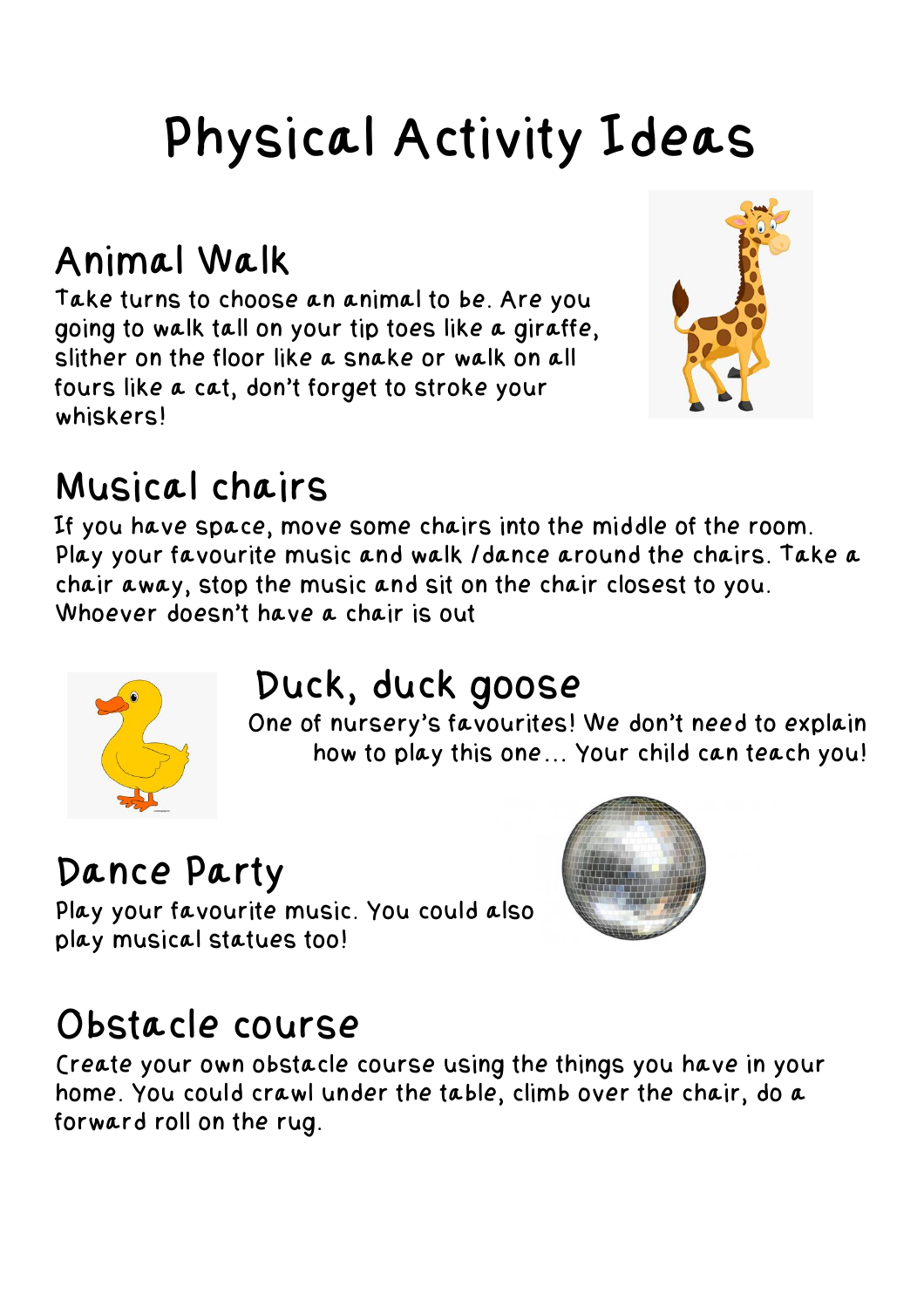# Physical Activity Ideas

## Animal Walk

Take turns to choose an animal to be. Are you going to walk tall on your tip toes like a giraffe, slither on the floor like a snake or walk on all fours like a cat, don't forget to stroke your whiskers!

## Musical chairs

If you have space, move some chairs into the middle of the room. Play your favourite music and walk /dance around the chairs. Take a chair away, stop the music and sit on the chair closest to you. Whoever doesn't have a chair is out

## Duck, duck goose

One of nursery's favourites! We don't need to explain how to play this one… Your child can teach you!

## Dance Party

Play your favourite music. You could also play musical statues too!

## Obstacle course

Create your own obstacle course using the things you have in your home. You could crawl under the table, climb over the chair, do a forward roll on the rug.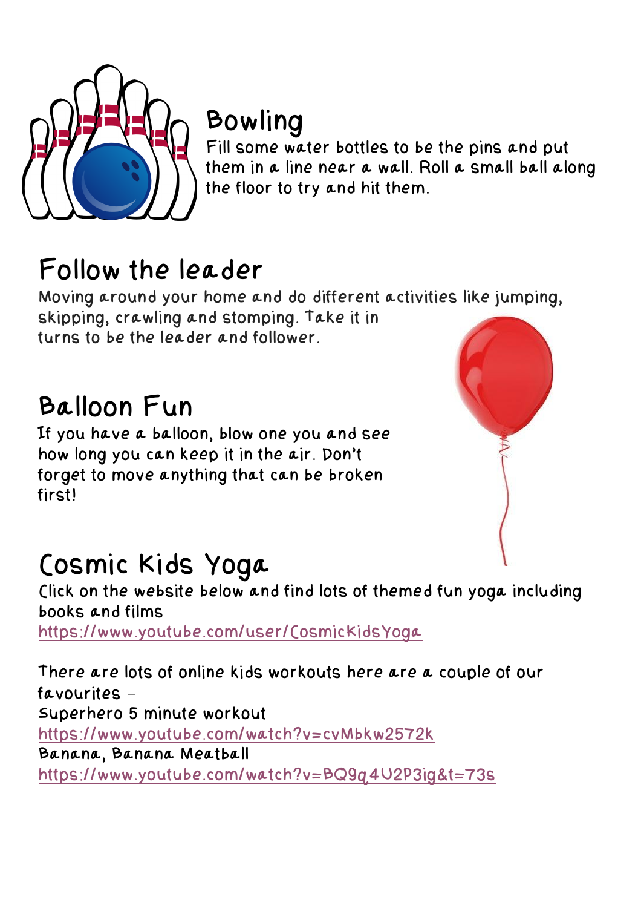## Bowling

Fill some water bottles to be the pins and put them in a line near a wall. Roll a small ball along the floor to try and hit them.

## Follow the leader

Moving around your home and do different activities like jumping, skipping, crawling and stomping. Take it in turns to be the leader and follower.

## Balloon Fun

If you have a balloon, blow one you and see how long you can keep it in the air. Don't forget to move anything that can be broken first!

## Cosmic Kids Yoga

Click on the website below and find lots of themed fun yoga including books and films

https://www.youtube.com/user/CosmicKidsYoga

There are lots of online kids workouts here are a couple of our favourites –

Superhero 5 minute workout

https://www.youtube.com/watch?v=cvMbkw2572k

Banana, Banana Meatball

https://www.youtube.com/watch?v=BQ9q4U2P3ig&t=73s